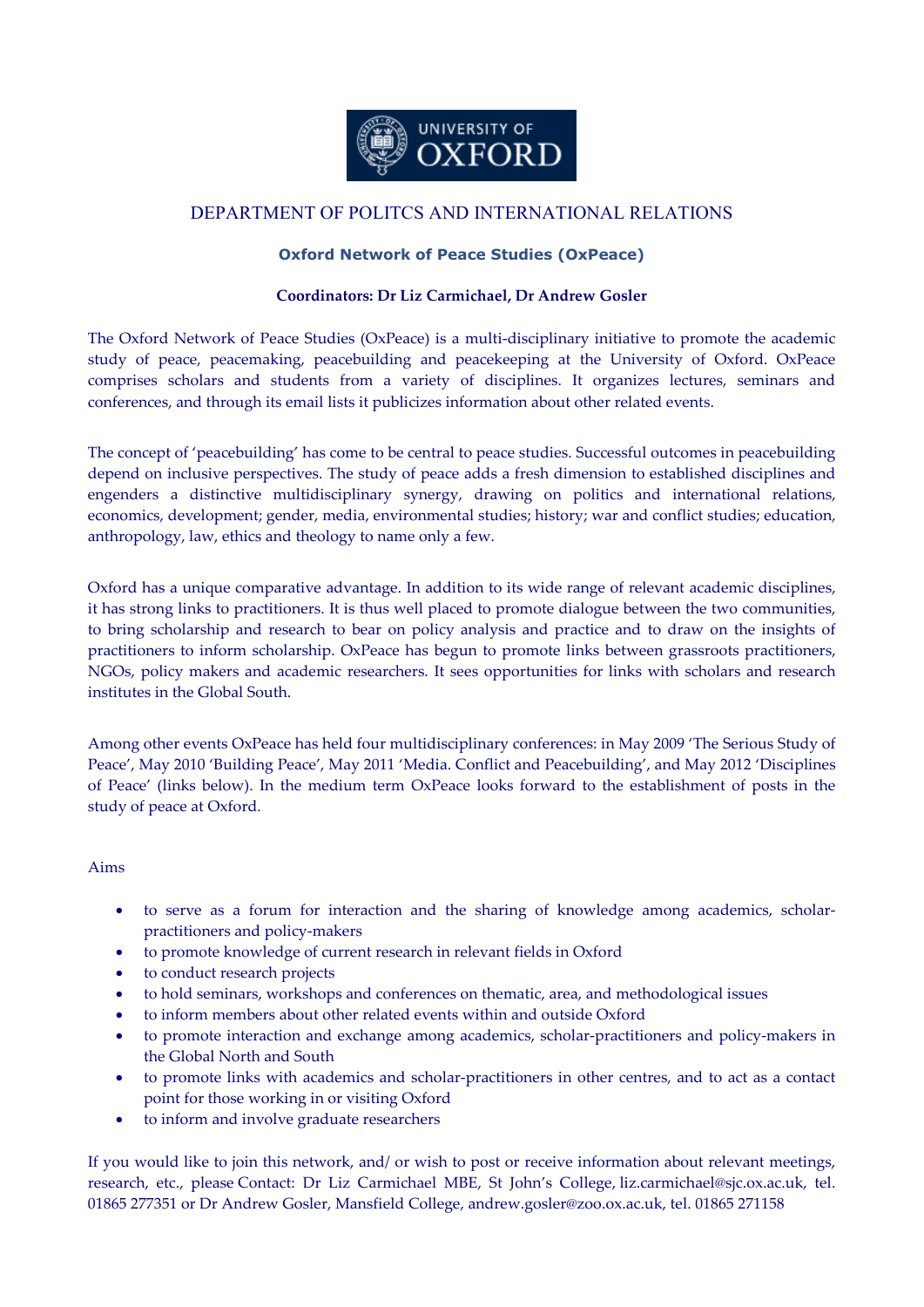UNIVERSITY OF OXFORD

# DEPARTMENT OF POLITCS AND INTERNATIONAL RELATIONS

## Oxford Network of Peace Studies (OxPeace)

**Coordinators: Dr Liz Carmichael, Dr Andrew Gosler**

The Oxford Network of Peace Studies (OxPeace) is a multi-disciplinary initiative to promote the academic study of peace, peacemaking, peacebuilding and peacekeeping at the University of Oxford. OxPeace comprises scholars and students from a variety of disciplines. It organizes lectures, seminars and conferences, and through its email lists it publicizes information about other related events.

The concept of 'peacebuilding' has come to be central to peace studies. Successful outcomes in peacebuilding depend on inclusive perspectives. The study of peace adds a fresh dimension to established disciplines and engenders a distinctive multidisciplinary synergy, drawing on politics and international relations, economics, development; gender, media, environmental studies; history; war and conflict studies; education, anthropology, law, ethics and theology to name only a few.

Oxford has a unique comparative advantage. In addition to its wide range of relevant academic disciplines, it has strong links to practitioners. It is thus well placed to promote dialogue between the two communities, to bring scholarship and research to bear on policy analysis and practice and to draw on the insights of practitioners to inform scholarship. OxPeace has begun to promote links between grassroots practitioners, NGOs, policy makers and academic researchers. It sees opportunities for links with scholars and research institutes in the Global South.

Among other events OxPeace has held four multidisciplinary conferences: in May 2009 'The Serious Study of Peace', May 2010 'Building Peace', May 2011 'Media. Conflict and Peacebuilding', and May 2012 'Disciplines of Peace' (links below). In the medium term OxPeace looks forward to the establishment of posts in the study of peace at Oxford.

Aims

- to serve as a forum for interaction and the sharing of knowledge among academics, scholar-practitioners and policy-makers
- to promote knowledge of current research in relevant fields in Oxford
- to conduct research projects
- to hold seminars, workshops and conferences on thematic, area, and methodological issues
- to inform members about other related events within and outside Oxford
- to promote interaction and exchange among academics, scholar-practitioners and policy-makers in the Global North and South
- to promote links with academics and scholar-practitioners in other centres, and to act as a contact point for those working in or visiting Oxford
- to inform and involve graduate researchers

If you would like to join this network, and/ or wish to post or receive information about relevant meetings, research, etc., please Contact: Dr Liz Carmichael MBE, St John's College, liz.carmichael@sjc.ox.ac.uk, tel. 01865 277351 or Dr Andrew Gosler, Mansfield College, andrew.gosler@zoo.ox.ac.uk, tel. 01865 271158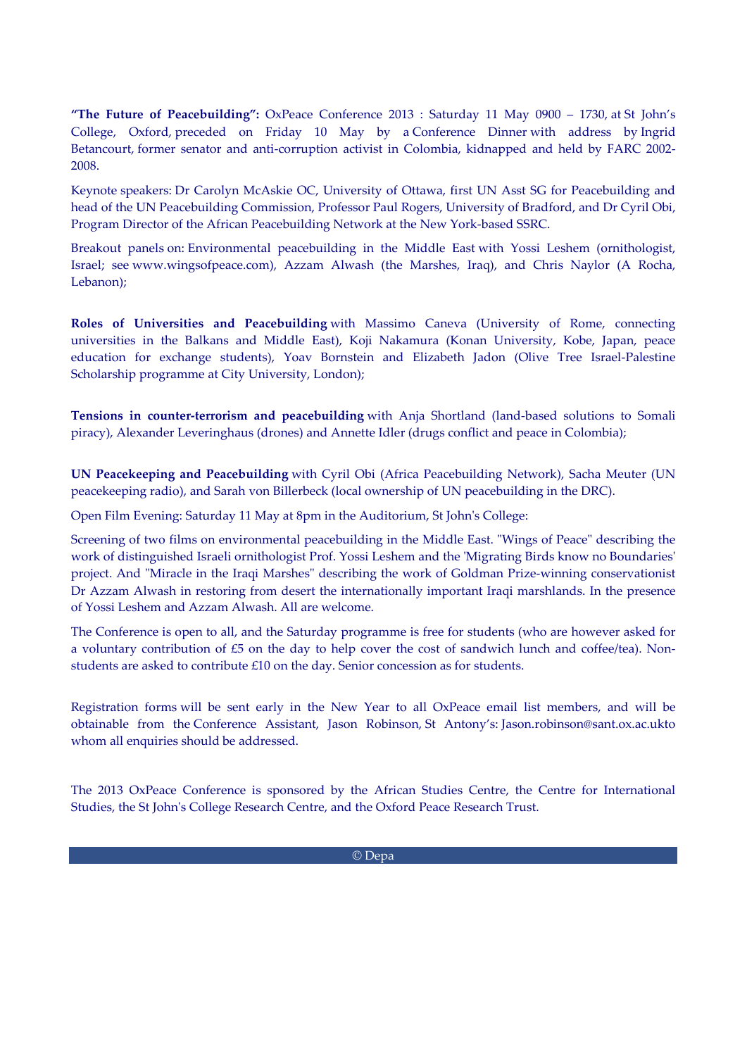**“The Future of Peacebuilding”:** OxPeace Conference 2013 : Saturday 11 May 0900 – 1730, at St John’s College, Oxford, preceded on Friday 10 May by a Conference Dinner with address by Ingrid Betancourt, former senator and anti-corruption activist in Colombia, kidnapped and held by FARC 2002-2008.

Keynote speakers: Dr Carolyn McAskie OC, University of Ottawa, first UN Asst SG for Peacebuilding and head of the UN Peacebuilding Commission, Professor Paul Rogers, University of Bradford, and Dr Cyril Obi, Program Director of the African Peacebuilding Network at the New York-based SSRC.

Breakout panels on: Environmental peacebuilding in the Middle East with Yossi Leshem (ornithologist, Israel; see www.wingsofpeace.com), Azzam Alwash (the Marshes, Iraq), and Chris Naylor (A Rocha, Lebanon);

**Roles of Universities and Peacebuilding** with Massimo Caneva (University of Rome, connecting universities in the Balkans and Middle East), Koji Nakamura (Konan University, Kobe, Japan, peace education for exchange students), Yoav Bornstein and Elizabeth Jadon (Olive Tree Israel-Palestine Scholarship programme at City University, London);

**Tensions in counter-terrorism and peacebuilding** with Anja Shortland (land-based solutions to Somali piracy), Alexander Leveringhaus (drones) and Annette Idler (drugs conflict and peace in Colombia);

**UN Peacekeeping and Peacebuilding** with Cyril Obi (Africa Peacebuilding Network), Sacha Meuter (UN peacekeeping radio), and Sarah von Billerbeck (local ownership of UN peacebuilding in the DRC).

Open Film Evening: Saturday 11 May at 8pm in the Auditorium, St John's College:

Screening of two films on environmental peacebuilding in the Middle East. "Wings of Peace" describing the work of distinguished Israeli ornithologist Prof. Yossi Leshem and the 'Migrating Birds know no Boundaries' project. And "Miracle in the Iraqi Marshes" describing the work of Goldman Prize-winning conservationist Dr Azzam Alwash in restoring from desert the internationally important Iraqi marshlands. In the presence of Yossi Leshem and Azzam Alwash. All are welcome.

The Conference is open to all, and the Saturday programme is free for students (who are however asked for a voluntary contribution of £5 on the day to help cover the cost of sandwich lunch and coffee/tea). Non-students are asked to contribute £10 on the day. Senior concession as for students.

Registration forms will be sent early in the New Year to all OxPeace email list members, and will be obtainable from the Conference Assistant, Jason Robinson, St Antony’s: Jason.robinson@sant.ox.ac.ukto whom all enquiries should be addressed.

The 2013 OxPeace Conference is sponsored by the African Studies Centre, the Centre for International Studies, the St John's College Research Centre, and the Oxford Peace Research Trust.

© Depa